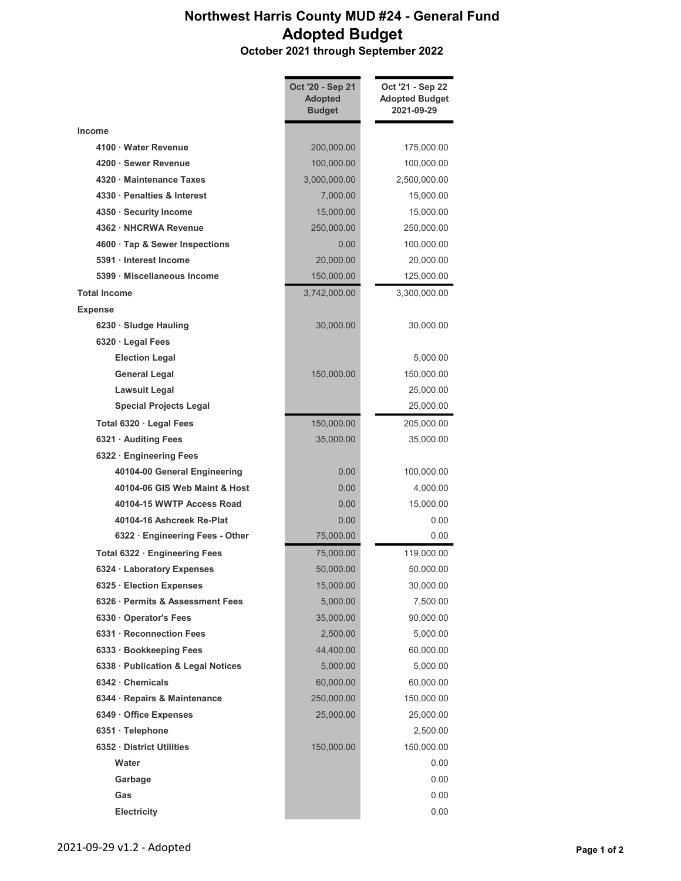# Northwest Harris County MUD #24 - General Fund

## Adopted Budget

### October 2021 through September 2022

| | Oct '20 - Sep 21 Adopted Budget | Oct '21 - Sep 22 Adopted Budget 2021-09-29 |
|---|---|---|
| **Income** | | |
| 4100 · Water Revenue | 200,000.00 | 175,000.00 |
| 4200 · Sewer Revenue | 100,000.00 | 100,000.00 |
| 4320 · Maintenance Taxes | 3,000,000.00 | 2,500,000.00 |
| 4330 · Penalties & Interest | 7,000.00 | 15,000.00 |
| 4350 · Security Income | 15,000.00 | 15,000.00 |
| 4362 · NHCRWA Revenue | 250,000.00 | 250,000.00 |
| 4600 · Tap & Sewer Inspections | 0.00 | 100,000.00 |
| 5391 · Interest Income | 20,000.00 | 20,000.00 |
| 5399 · Miscellaneous Income | 150,000.00 | 125,000.00 |
| **Total Income** | 3,742,000.00 | 3,300,000.00 |
| **Expense** | | |
| 6230 · Sludge Hauling | 30,000.00 | 30,000.00 |
| 6320 · Legal Fees | | |
| Election Legal | | 5,000.00 |
| General Legal | 150,000.00 | 150,000.00 |
| Lawsuit Legal | | 25,000.00 |
| Special Projects Legal | | 25,000.00 |
| Total 6320 · Legal Fees | 150,000.00 | 205,000.00 |
| 6321 · Auditing Fees | 35,000.00 | 35,000.00 |
| 6322 · Engineering Fees | | |
| 40104-00 General Engineering | 0.00 | 100,000.00 |
| 40104-06 GIS Web Maint & Host | 0.00 | 4,000.00 |
| 40104-15 WWTP Access Road | 0.00 | 15,000.00 |
| 40104-16 Ashcreek Re-Plat | 0.00 | 0.00 |
| 6322 · Engineering Fees - Other | 75,000.00 | 0.00 |
| Total 6322 · Engineering Fees | 75,000.00 | 119,000.00 |
| 6324 · Laboratory Expenses | 50,000.00 | 50,000.00 |
| 6325 · Election Expenses | 15,000.00 | 30,000.00 |
| 6326 · Permits & Assessment Fees | 5,000.00 | 7,500.00 |
| 6330 · Operator's Fees | 35,000.00 | 90,000.00 |
| 6331 · Reconnection Fees | 2,500.00 | 5,000.00 |
| 6333 · Bookkeeping Fees | 44,400.00 | 60,000.00 |
| 6338 · Publication & Legal Notices | 5,000.00 | 5,000.00 |
| 6342 · Chemicals | 60,000.00 | 60,000.00 |
| 6344 · Repairs & Maintenance | 250,000.00 | 150,000.00 |
| 6349 · Office Expenses | 25,000.00 | 25,000.00 |
| 6351 · Telephone | | 2,500.00 |
| 6352 · District Utilities | 150,000.00 | 150,000.00 |
| Water | | 0.00 |
| Garbage | | 0.00 |
| Gas | | 0.00 |
| Electricity | | 0.00 |

2021-09-29 v1.2 - Adopted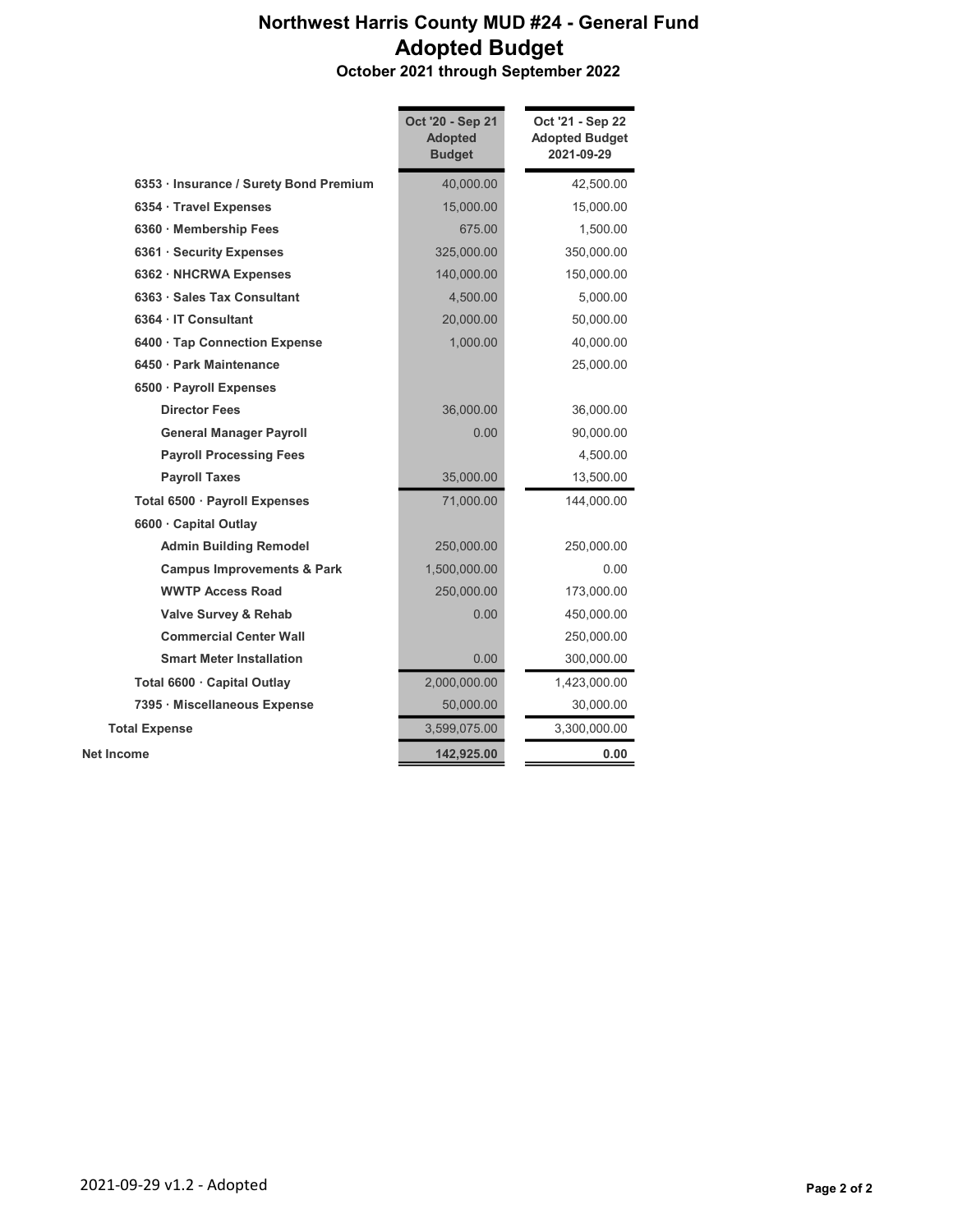# Northwest Harris County MUD #24 - General Fund

## Adopted Budget

### October 2021 through September 2022

| | Oct '20 - Sep 21 Adopted Budget | Oct '21 - Sep 22 Adopted Budget 2021-09-29 |
|---|---|---|
| 6353 · Insurance / Surety Bond Premium | 40,000.00 | 42,500.00 |
| 6354 · Travel Expenses | 15,000.00 | 15,000.00 |
| 6360 · Membership Fees | 675.00 | 1,500.00 |
| 6361 · Security Expenses | 325,000.00 | 350,000.00 |
| 6362 · NHCRWA Expenses | 140,000.00 | 150,000.00 |
| 6363 · Sales Tax Consultant | 4,500.00 | 5,000.00 |
| 6364 · IT Consultant | 20,000.00 | 50,000.00 |
| 6400 · Tap Connection Expense | 1,000.00 | 40,000.00 |
| 6450 · Park Maintenance | | 25,000.00 |
| 6500 · Payroll Expenses | | |
| Director Fees | 36,000.00 | 36,000.00 |
| General Manager Payroll | 0.00 | 90,000.00 |
| Payroll Processing Fees | | 4,500.00 |
| Payroll Taxes | 35,000.00 | 13,500.00 |
| Total 6500 · Payroll Expenses | 71,000.00 | 144,000.00 |
| 6600 · Capital Outlay | | |
| Admin Building Remodel | 250,000.00 | 250,000.00 |
| Campus Improvements & Park | 1,500,000.00 | 0.00 |
| WWTP Access Road | 250,000.00 | 173,000.00 |
| Valve Survey & Rehab | 0.00 | 450,000.00 |
| Commercial Center Wall | | 250,000.00 |
| Smart Meter Installation | 0.00 | 300,000.00 |
| Total 6600 · Capital Outlay | 2,000,000.00 | 1,423,000.00 |
| 7395 · Miscellaneous Expense | 50,000.00 | 30,000.00 |
| Total Expense | 3,599,075.00 | 3,300,000.00 |
| Net Income | **142,925.00** | **0.00** |

2021-09-29 v1.2 - Adopted